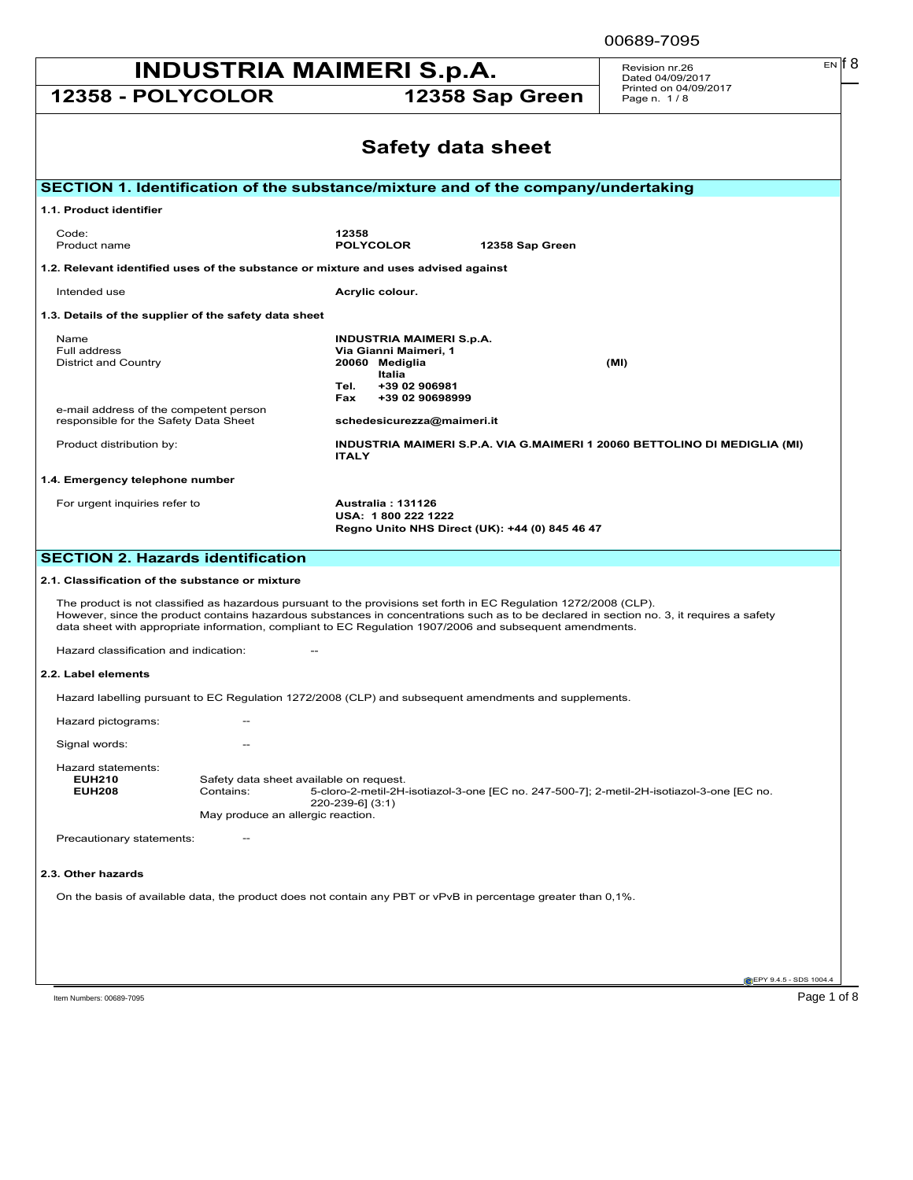# INDUSTRIA MAIMERI S.p.A.

**12358 - POLYCOLOR** **12358 Sap Green**

Revision nr.26
Dated 04/09/2017
Printed on 04/09/2017

## Safety data sheet

## SECTION 1. Identification of the substance/mixture and of the company/undertaking

### 1.1. Product identifier

| | |
|---|---|
| Code: | **12358** |
| Product name | **POLYCOLOR 12358 Sap Green** |

### 1.2. Relevant identified uses of the substance or mixture and uses advised against

| | |
|---|---|
| Intended use | **Acrylic colour.** |

### 1.3. Details of the supplier of the safety data sheet

| | |
|---|---|
| Name | **INDUSTRIA MAIMERI S.p.A.** |
| Full address | **Via Gianni Maimeri, 1** |
| District and Country | **20060 Mediglia (MI)** <br> **Italia** <br> **Tel. +39 02 906981** <br> **Fax +39 02 90698999** |
| e-mail address of the competent person responsible for the Safety Data Sheet | **schedesicurezza@maimeri.it** |
| Product distribution by: | **INDUSTRIA MAIMERI S.P.A. VIA G.MAIMERI 1 20060 BETTOLINO DI MEDIGLIA (MI) ITALY** |

### 1.4. Emergency telephone number

| | |
|---|---|
| For urgent inquiries refer to | **Australia : 131126** <br> **USA: 1 800 222 1222** <br> **Regno Unito NHS Direct (UK): +44 (0) 845 46 47** |

## SECTION 2. Hazards identification

### 2.1. Classification of the substance or mixture

The product is not classified as hazardous pursuant to the provisions set forth in EC Regulation 1272/2008 (CLP).
However, since the product contains hazardous substances in concentrations such as to be declared in section no. 3, it requires a safety data sheet with appropriate information, compliant to EC Regulation 1907/2006 and subsequent amendments.

Hazard classification and indication: --

### 2.2. Label elements

Hazard labelling pursuant to EC Regulation 1272/2008 (CLP) and subsequent amendments and supplements.

Hazard pictograms: --

Signal words: --

Hazard statements:

**EUH210** Safety data sheet available on request.
**EUH208** Contains: 5-cloro-2-metil-2H-isotiazol-3-one [EC no. 247-500-7]; 2-metil-2H-isotiazol-3-one [EC no. 220-239-6] (3:1)
May produce an allergic reaction.

Precautionary statements: --

### 2.3. Other hazards

On the basis of available data, the product does not contain any PBT or vPvB in percentage greater than 0,1%.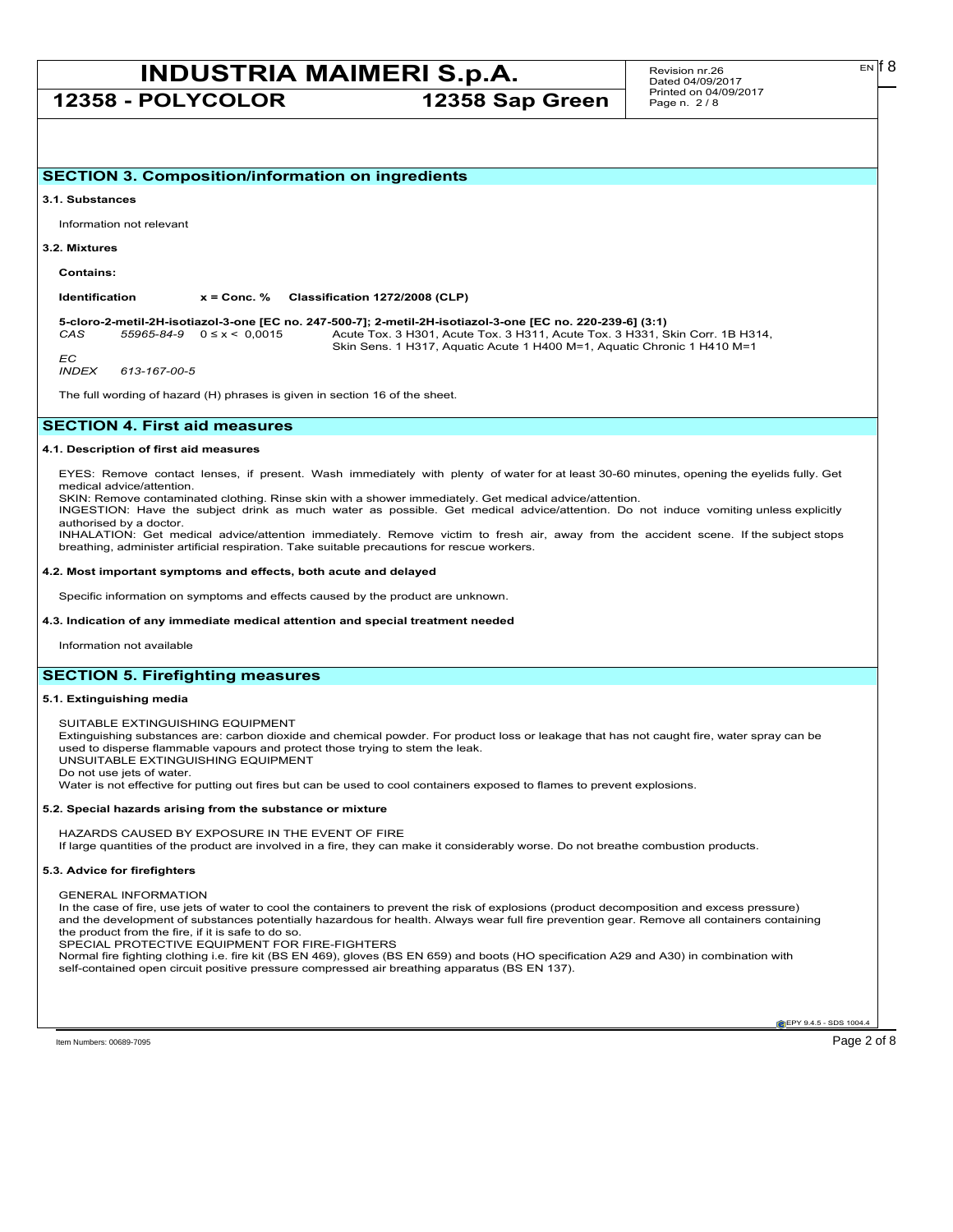## SECTION 3. Composition/information on ingredients

### 3.1. Substances

Information not relevant

### 3.2. Mixtures

**Contains:**

| Identification | x = Conc. % | Classification 1272/2008 (CLP) |
| --- | --- | --- |
| **5-cloro-2-metil-2H-isotiazol-3-one [EC no. 247-500-7]; 2-metil-2H-isotiazol-3-one [EC no. 220-239-6] (3:1)** | | |
| *CAS* *55965-84-9* | 0 ≤ x < 0,0015 | Acute Tox. 3 H301, Acute Tox. 3 H311, Acute Tox. 3 H331, Skin Corr. 1B H314, Skin Sens. 1 H317, Aquatic Acute 1 H400 M=1, Aquatic Chronic 1 H410 M=1 |
| *EC* | | |
| *INDEX* *613-167-00-5* | | |

The full wording of hazard (H) phrases is given in section 16 of the sheet.

## SECTION 4. First aid measures

### 4.1. Description of first aid measures

EYES: Remove contact lenses, if present. Wash immediately with plenty of water for at least 30-60 minutes, opening the eyelids fully. Get medical advice/attention.
SKIN: Remove contaminated clothing. Rinse skin with a shower immediately. Get medical advice/attention.
INGESTION: Have the subject drink as much water as possible. Get medical advice/attention. Do not induce vomiting unless explicitly authorised by a doctor.
INHALATION: Get medical advice/attention immediately. Remove victim to fresh air, away from the accident scene. If the subject stops breathing, administer artificial respiration. Take suitable precautions for rescue workers.

### 4.2. Most important symptoms and effects, both acute and delayed

Specific information on symptoms and effects caused by the product are unknown.

### 4.3. Indication of any immediate medical attention and special treatment needed

Information not available

## SECTION 5. Firefighting measures

### 5.1. Extinguishing media

SUITABLE EXTINGUISHING EQUIPMENT
Extinguishing substances are: carbon dioxide and chemical powder. For product loss or leakage that has not caught fire, water spray can be used to disperse flammable vapours and protect those trying to stem the leak.
UNSUITABLE EXTINGUISHING EQUIPMENT
Do not use jets of water.
Water is not effective for putting out fires but can be used to cool containers exposed to flames to prevent explosions.

### 5.2. Special hazards arising from the substance or mixture

HAZARDS CAUSED BY EXPOSURE IN THE EVENT OF FIRE
If large quantities of the product are involved in a fire, they can make it considerably worse. Do not breathe combustion products.

### 5.3. Advice for firefighters

GENERAL INFORMATION
In the case of fire, use jets of water to cool the containers to prevent the risk of explosions (product decomposition and excess pressure) and the development of substances potentially hazardous for health. Always wear full fire prevention gear. Remove all containers containing the product from the fire, if it is safe to do so.
SPECIAL PROTECTIVE EQUIPMENT FOR FIRE-FIGHTERS
Normal fire fighting clothing i.e. fire kit (BS EN 469), gloves (BS EN 659) and boots (HO specification A29 and A30) in combination with self-contained open circuit positive pressure compressed air breathing apparatus (BS EN 137).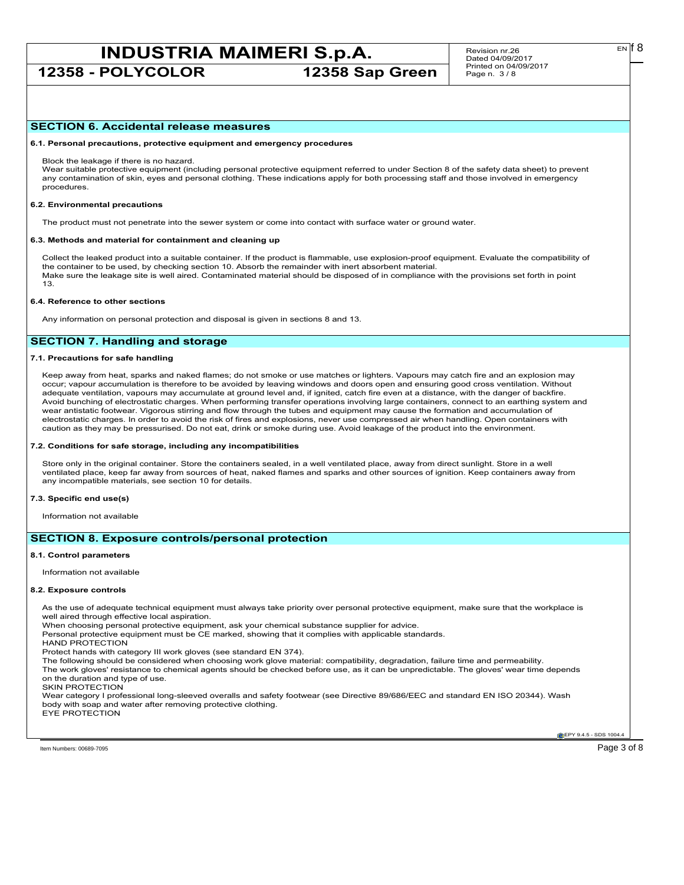## SECTION 6. Accidental release measures

### 6.1. Personal precautions, protective equipment and emergency procedures

Block the leakage if there is no hazard.
Wear suitable protective equipment (including personal protective equipment referred to under Section 8 of the safety data sheet) to prevent any contamination of skin, eyes and personal clothing. These indications apply for both processing staff and those involved in emergency procedures.

### 6.2. Environmental precautions

The product must not penetrate into the sewer system or come into contact with surface water or ground water.

### 6.3. Methods and material for containment and cleaning up

Collect the leaked product into a suitable container. If the product is flammable, use explosion-proof equipment. Evaluate the compatibility of the container to be used, by checking section 10. Absorb the remainder with inert absorbent material.
Make sure the leakage site is well aired. Contaminated material should be disposed of in compliance with the provisions set forth in point 13.

### 6.4. Reference to other sections

Any information on personal protection and disposal is given in sections 8 and 13.

## SECTION 7. Handling and storage

### 7.1. Precautions for safe handling

Keep away from heat, sparks and naked flames; do not smoke or use matches or lighters. Vapours may catch fire and an explosion may occur; vapour accumulation is therefore to be avoided by leaving windows and doors open and ensuring good cross ventilation. Without adequate ventilation, vapours may accumulate at ground level and, if ignited, catch fire even at a distance, with the danger of backfire. Avoid bunching of electrostatic charges. When performing transfer operations involving large containers, connect to an earthing system and wear antistatic footwear. Vigorous stirring and flow through the tubes and equipment may cause the formation and accumulation of electrostatic charges. In order to avoid the risk of fires and explosions, never use compressed air when handling. Open containers with caution as they may be pressurised. Do not eat, drink or smoke during use. Avoid leakage of the product into the environment.

### 7.2. Conditions for safe storage, including any incompatibilities

Store only in the original container. Store the containers sealed, in a well ventilated place, away from direct sunlight. Store in a well ventilated place, keep far away from sources of heat, naked flames and sparks and other sources of ignition. Keep containers away from any incompatible materials, see section 10 for details.

### 7.3. Specific end use(s)

Information not available

## SECTION 8. Exposure controls/personal protection

### 8.1. Control parameters

Information not available

### 8.2. Exposure controls

As the use of adequate technical equipment must always take priority over personal protective equipment, make sure that the workplace is well aired through effective local aspiration.
When choosing personal protective equipment, ask your chemical substance supplier for advice.
Personal protective equipment must be CE marked, showing that it complies with applicable standards.
HAND PROTECTION
Protect hands with category III work gloves (see standard EN 374).
The following should be considered when choosing work glove material: compatibility, degradation, failure time and permeability.
The work gloves' resistance to chemical agents should be checked before use, as it can be unpredictable. The gloves' wear time depends on the duration and type of use.
SKIN PROTECTION
Wear category I professional long-sleeved overalls and safety footwear (see Directive 89/686/EEC and standard EN ISO 20344). Wash body with soap and water after removing protective clothing.
EYE PROTECTION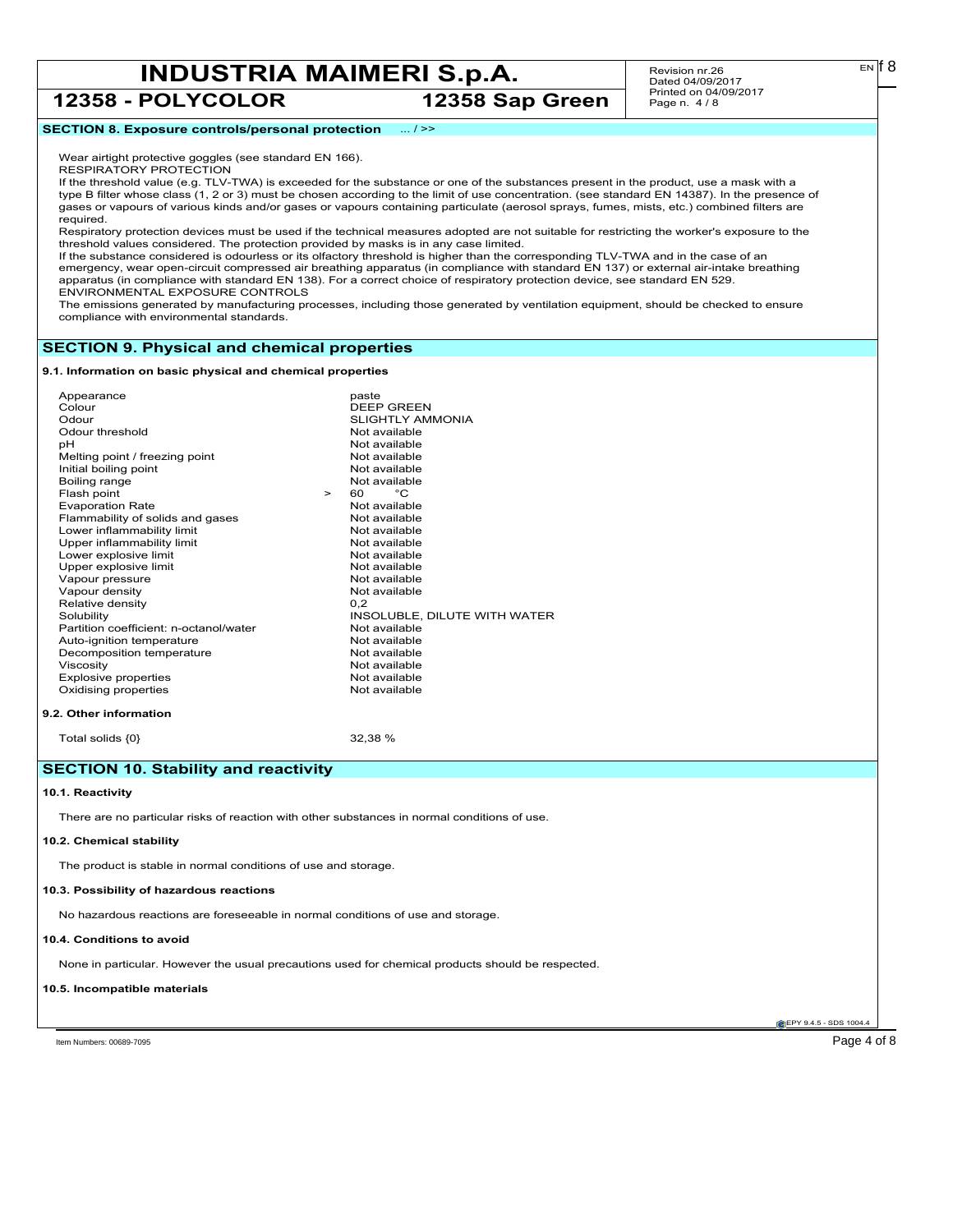**SECTION 8. Exposure controls/personal protection** ... / >>

Wear airtight protective goggles (see standard EN 166).
RESPIRATORY PROTECTION
If the threshold value (e.g. TLV-TWA) is exceeded for the substance or one of the substances present in the product, use a mask with a type B filter whose class (1, 2 or 3) must be chosen according to the limit of use concentration. (see standard EN 14387). In the presence of gases or vapours of various kinds and/or gases or vapours containing particulate (aerosol sprays, fumes, mists, etc.) combined filters are required.
Respiratory protection devices must be used if the technical measures adopted are not suitable for restricting the worker's exposure to the threshold values considered. The protection provided by masks is in any case limited.
If the substance considered is odourless or its olfactory threshold is higher than the corresponding TLV-TWA and in the case of an emergency, wear open-circuit compressed air breathing apparatus (in compliance with standard EN 137) or external air-intake breathing apparatus (in compliance with standard EN 138). For a correct choice of respiratory protection device, see standard EN 529.
ENVIRONMENTAL EXPOSURE CONTROLS
The emissions generated by manufacturing processes, including those generated by ventilation equipment, should be checked to ensure compliance with environmental standards.

## SECTION 9. Physical and chemical properties

### 9.1. Information on basic physical and chemical properties

| Property | Value |
|---|---|
| Appearance | paste |
| Colour | DEEP GREEN |
| Odour | SLIGHTLY AMMONIA |
| Odour threshold | Not available |
| pH | Not available |
| Melting point / freezing point | Not available |
| Initial boiling point | Not available |
| Boiling range | Not available |
| Flash point | > 60 °C |
| Evaporation Rate | Not available |
| Flammability of solids and gases | Not available |
| Lower inflammability limit | Not available |
| Upper inflammability limit | Not available |
| Lower explosive limit | Not available |
| Upper explosive limit | Not available |
| Vapour pressure | Not available |
| Vapour density | Not available |
| Relative density | 0,2 |
| Solubility | INSOLUBLE, DILUTE WITH WATER |
| Partition coefficient: n-octanol/water | Not available |
| Auto-ignition temperature | Not available |
| Decomposition temperature | Not available |
| Viscosity | Not available |
| Explosive properties | Not available |
| Oxidising properties | Not available |

### 9.2. Other information

| Property | Value |
|---|---|
| Total solids {0} | 32,38 % |

## SECTION 10. Stability and reactivity

### 10.1. Reactivity

There are no particular risks of reaction with other substances in normal conditions of use.

### 10.2. Chemical stability

The product is stable in normal conditions of use and storage.

### 10.3. Possibility of hazardous reactions

No hazardous reactions are foreseeable in normal conditions of use and storage.

### 10.4. Conditions to avoid

None in particular. However the usual precautions used for chemical products should be respected.

### 10.5. Incompatible materials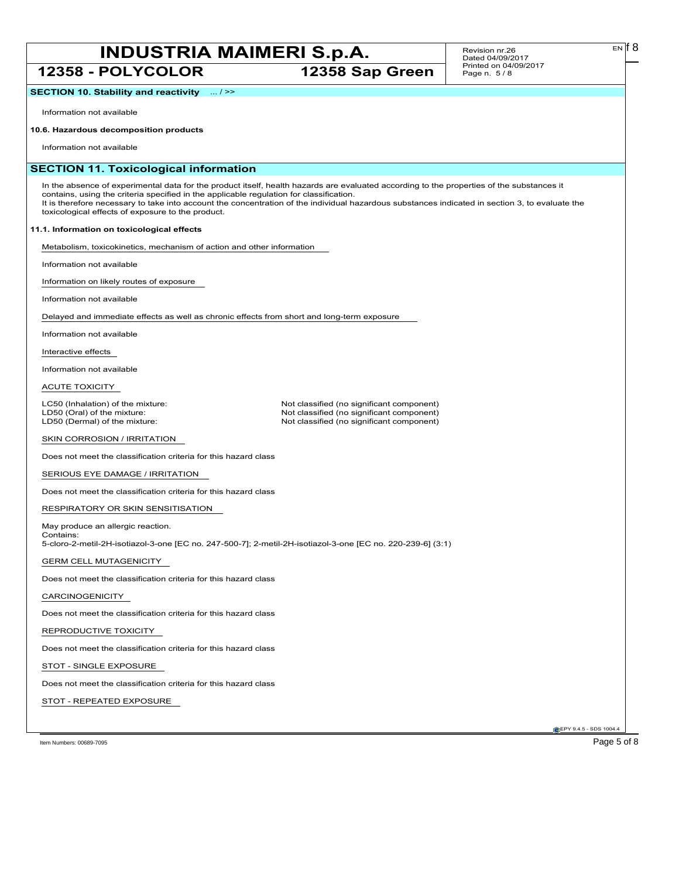**SECTION 10. Stability and reactivity** ... / >>

Information not available

**10.6. Hazardous decomposition products**

Information not available

## SECTION 11. Toxicological information

In the absence of experimental data for the product itself, health hazards are evaluated according to the properties of the substances it contains, using the criteria specified in the applicable regulation for classification.
It is therefore necessary to take into account the concentration of the individual hazardous substances indicated in section 3, to evaluate the toxicological effects of exposure to the product.

**11.1. Information on toxicological effects**

Metabolism, toxicokinetics, mechanism of action and other information

Information not available

Information on likely routes of exposure

Information not available

Delayed and immediate effects as well as chronic effects from short and long-term exposure

Information not available

Interactive effects

Information not available

ACUTE TOXICITY

| | |
|---|---|
| LC50 (Inhalation) of the mixture: | Not classified (no significant component) |
| LD50 (Oral) of the mixture: | Not classified (no significant component) |
| LD50 (Dermal) of the mixture: | Not classified (no significant component) |

SKIN CORROSION / IRRITATION

Does not meet the classification criteria for this hazard class

SERIOUS EYE DAMAGE / IRRITATION

Does not meet the classification criteria for this hazard class

RESPIRATORY OR SKIN SENSITISATION

May produce an allergic reaction.
Contains:
5-cloro-2-metil-2H-isotiazol-3-one [EC no. 247-500-7]; 2-metil-2H-isotiazol-3-one [EC no. 220-239-6] (3:1)

GERM CELL MUTAGENICITY

Does not meet the classification criteria for this hazard class

CARCINOGENICITY

Does not meet the classification criteria for this hazard class

REPRODUCTIVE TOXICITY

Does not meet the classification criteria for this hazard class

STOT - SINGLE EXPOSURE

Does not meet the classification criteria for this hazard class

STOT - REPEATED EXPOSURE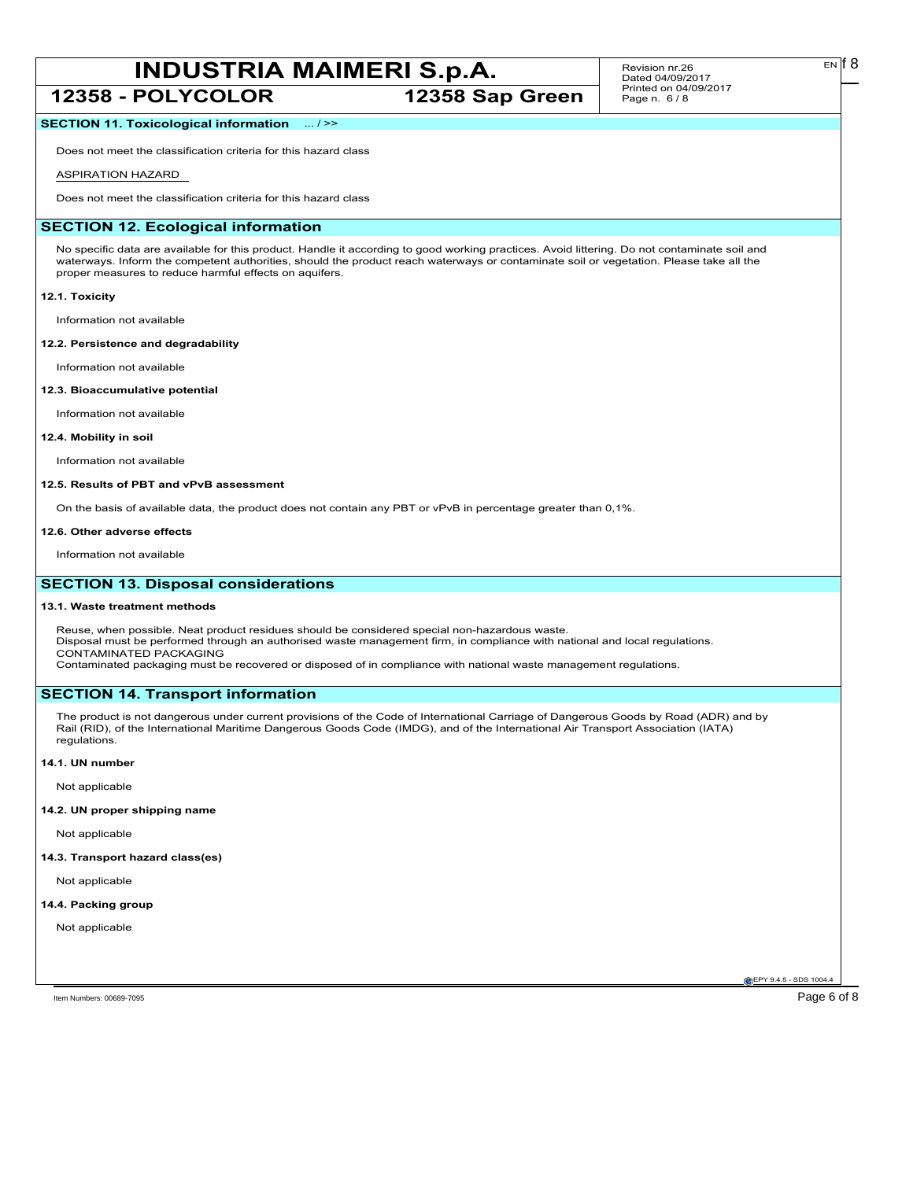## SECTION 11. Toxicological information ... / >>

Does not meet the classification criteria for this hazard class

ASPIRATION HAZARD

Does not meet the classification criteria for this hazard class

## SECTION 12. Ecological information

No specific data are available for this product. Handle it according to good working practices. Avoid littering. Do not contaminate soil and waterways. Inform the competent authorities, should the product reach waterways or contaminate soil or vegetation. Please take all the proper measures to reduce harmful effects on aquifers.

### 12.1. Toxicity

Information not available

### 12.2. Persistence and degradability

Information not available

### 12.3. Bioaccumulative potential

Information not available

### 12.4. Mobility in soil

Information not available

### 12.5. Results of PBT and vPvB assessment

On the basis of available data, the product does not contain any PBT or vPvB in percentage greater than 0,1%.

### 12.6. Other adverse effects

Information not available

## SECTION 13. Disposal considerations

### 13.1. Waste treatment methods

Reuse, when possible. Neat product residues should be considered special non-hazardous waste.
Disposal must be performed through an authorised waste management firm, in compliance with national and local regulations.
CONTAMINATED PACKAGING
Contaminated packaging must be recovered or disposed of in compliance with national waste management regulations.

## SECTION 14. Transport information

The product is not dangerous under current provisions of the Code of International Carriage of Dangerous Goods by Road (ADR) and by Rail (RID), of the International Maritime Dangerous Goods Code (IMDG), and of the International Air Transport Association (IATA) regulations.

### 14.1. UN number

Not applicable

### 14.2. UN proper shipping name

Not applicable

### 14.3. Transport hazard class(es)

Not applicable

### 14.4. Packing group

Not applicable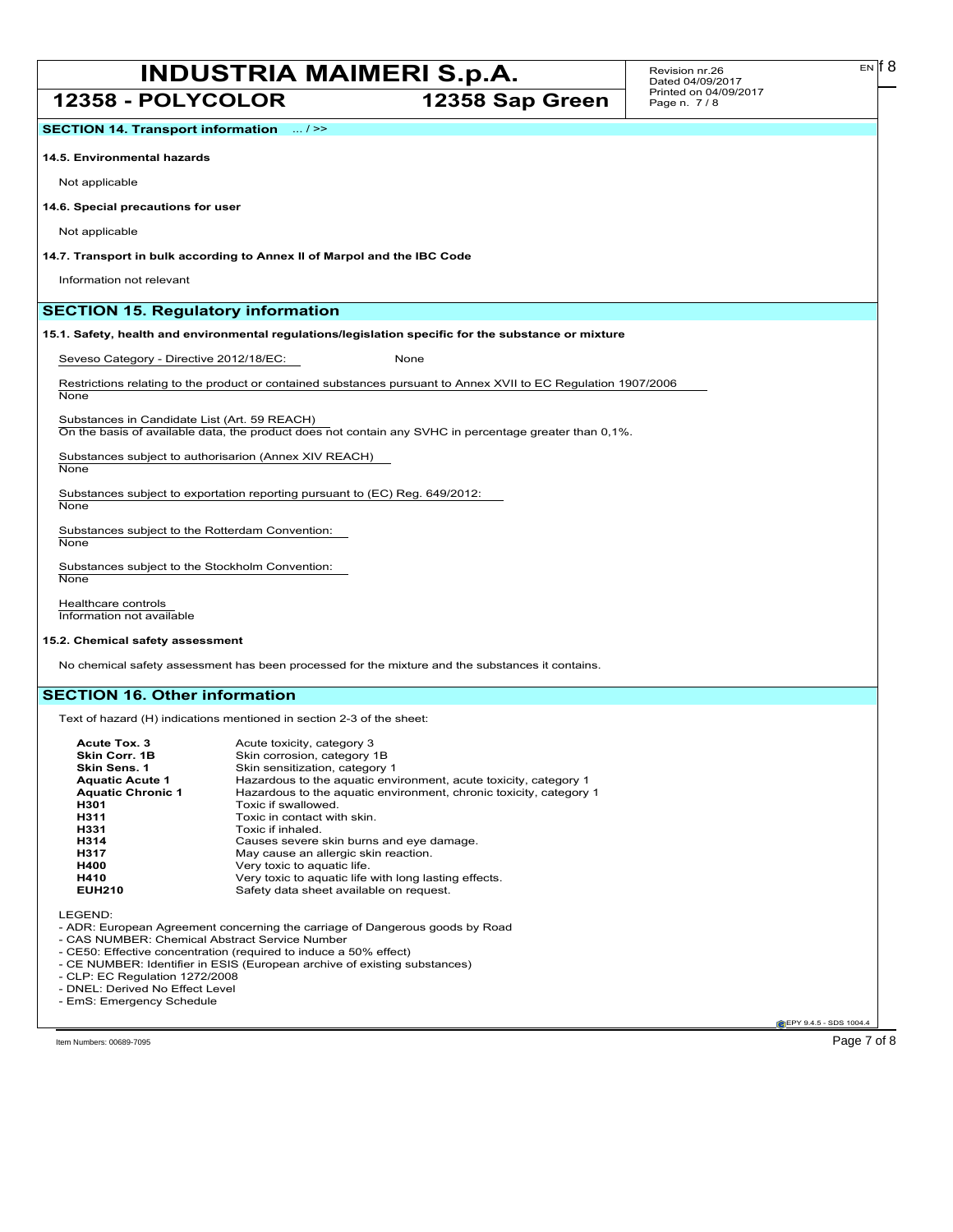**SECTION 14. Transport information** ... / >>

**14.5. Environmental hazards**

Not applicable

**14.6. Special precautions for user**

Not applicable

**14.7. Transport in bulk according to Annex II of Marpol and the IBC Code**

Information not relevant

## SECTION 15. Regulatory information

**15.1. Safety, health and environmental regulations/legislation specific for the substance or mixture**

Seveso Category - Directive 2012/18/EC: None

Restrictions relating to the product or contained substances pursuant to Annex XVII to EC Regulation 1907/2006
None

Substances in Candidate List (Art. 59 REACH)
On the basis of available data, the product does not contain any SVHC in percentage greater than 0,1%.

Substances subject to authorisarion (Annex XIV REACH)
None

Substances subject to exportation reporting pursuant to (EC) Reg. 649/2012:
None

Substances subject to the Rotterdam Convention:
None

Substances subject to the Stockholm Convention:
None

Healthcare controls
Information not available

**15.2. Chemical safety assessment**

No chemical safety assessment has been processed for the mixture and the substances it contains.

## SECTION 16. Other information

Text of hazard (H) indications mentioned in section 2-3 of the sheet:

| | |
|---|---|
| **Acute Tox. 3** | Acute toxicity, category 3 |
| **Skin Corr. 1B** | Skin corrosion, category 1B |
| **Skin Sens. 1** | Skin sensitization, category 1 |
| **Aquatic Acute 1** | Hazardous to the aquatic environment, acute toxicity, category 1 |
| **Aquatic Chronic 1** | Hazardous to the aquatic environment, chronic toxicity, category 1 |
| **H301** | Toxic if swallowed. |
| **H311** | Toxic in contact with skin. |
| **H331** | Toxic if inhaled. |
| **H314** | Causes severe skin burns and eye damage. |
| **H317** | May cause an allergic skin reaction. |
| **H400** | Very toxic to aquatic life. |
| **H410** | Very toxic to aquatic life with long lasting effects. |
| **EUH210** | Safety data sheet available on request. |

LEGEND:
- ADR: European Agreement concerning the carriage of Dangerous goods by Road
- CAS NUMBER: Chemical Abstract Service Number
- CE50: Effective concentration (required to induce a 50% effect)
- CE NUMBER: Identifier in ESIS (European archive of existing substances)
- CLP: EC Regulation 1272/2008
- DNEL: Derived No Effect Level
- EmS: Emergency Schedule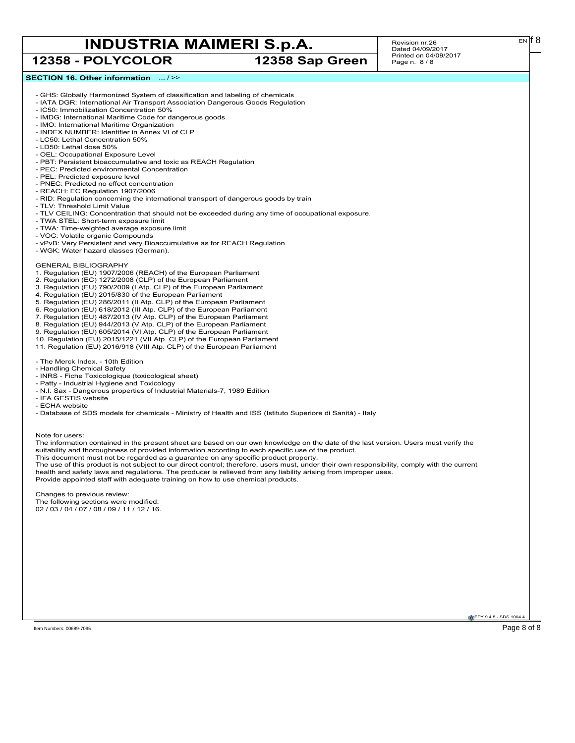## SECTION 16. Other information ... / >>

- GHS: Globally Harmonized System of classification and labeling of chemicals
- IATA DGR: International Air Transport Association Dangerous Goods Regulation
- IC50: Immobilization Concentration 50%
- IMDG: International Maritime Code for dangerous goods
- IMO: International Maritime Organization
- INDEX NUMBER: Identifier in Annex VI of CLP
- LC50: Lethal Concentration 50%
- LD50: Lethal dose 50%
- OEL: Occupational Exposure Level
- PBT: Persistent bioaccumulative and toxic as REACH Regulation
- PEC: Predicted environmental Concentration
- PEL: Predicted exposure level
- PNEC: Predicted no effect concentration
- REACH: EC Regulation 1907/2006
- RID: Regulation concerning the international transport of dangerous goods by train
- TLV: Threshold Limit Value
- TLV CEILING: Concentration that should not be exceeded during any time of occupational exposure.
- TWA STEL: Short-term exposure limit
- TWA: Time-weighted average exposure limit
- VOC: Volatile organic Compounds
- vPvB: Very Persistent and very Bioaccumulative as for REACH Regulation
- WGK: Water hazard classes (German).

GENERAL BIBLIOGRAPHY

1. Regulation (EU) 1907/2006 (REACH) of the European Parliament
2. Regulation (EC) 1272/2008 (CLP) of the European Parliament
3. Regulation (EU) 790/2009 (I Atp. CLP) of the European Parliament
4. Regulation (EU) 2015/830 of the European Parliament
5. Regulation (EU) 286/2011 (II Atp. CLP) of the European Parliament
6. Regulation (EU) 618/2012 (III Atp. CLP) of the European Parliament
7. Regulation (EU) 487/2013 (IV Atp. CLP) of the European Parliament
8. Regulation (EU) 944/2013 (V Atp. CLP) of the European Parliament
9. Regulation (EU) 605/2014 (VI Atp. CLP) of the European Parliament
10. Regulation (EU) 2015/1221 (VII Atp. CLP) of the European Parliament
11. Regulation (EU) 2016/918 (VIII Atp. CLP) of the European Parliament

- The Merck Index. - 10th Edition
- Handling Chemical Safety
- INRS - Fiche Toxicologique (toxicological sheet)
- Patty - Industrial Hygiene and Toxicology
- N.I. Sax - Dangerous properties of Industrial Materials-7, 1989 Edition
- IFA GESTIS website
- ECHA website
- Database of SDS models for chemicals - Ministry of Health and ISS (Istituto Superiore di Sanità) - Italy

Note for users:
The information contained in the present sheet are based on our own knowledge on the date of the last version. Users must verify the suitability and thoroughness of provided information according to each specific use of the product.
This document must not be regarded as a guarantee on any specific product property.
The use of this product is not subject to our direct control; therefore, users must, under their own responsibility, comply with the current health and safety laws and regulations. The producer is relieved from any liability arising from improper uses.
Provide appointed staff with adequate training on how to use chemical products.

Changes to previous review:
The following sections were modified:
02 / 03 / 04 / 07 / 08 / 09 / 11 / 12 / 16.